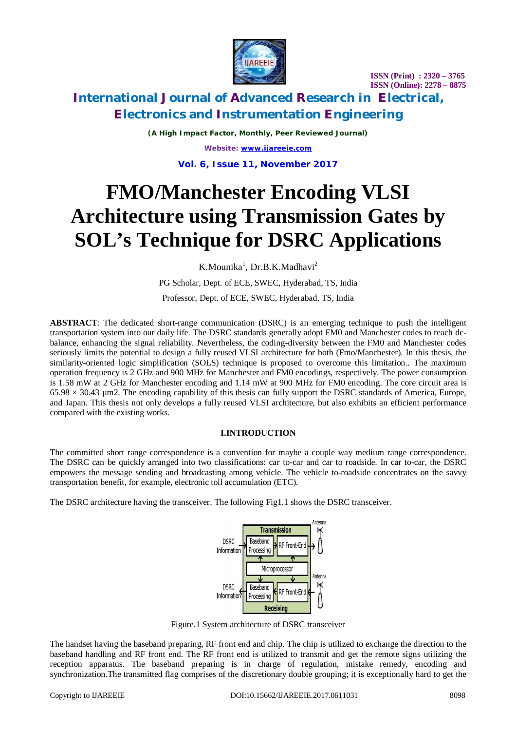# FMO/Manchester Encoding VLSI Architecture using Transmission Gates by SOL's Technique for DSRC Applications

K.Mounika[1], Dr.B.K.Madhavi[2]

PG Scholar, Dept. of ECE, SWEC, Hyderabad, TS, India

Professor, Dept. of ECE, SWEC, Hyderabad, TS, India

**ABSTRACT**: The dedicated short-range communication (DSRC) is an emerging technique to push the intelligent transportation system into our daily life. The DSRC standards generally adopt FM0 and Manchester codes to reach dc-balance, enhancing the signal reliability. Nevertheless, the coding-diversity between the FM0 and Manchester codes seriously limits the potential to design a fully reused VLSI architecture for both (Fmo/Manchester). In this thesis, the similarity-oriented logic simplification (SOLS) technique is proposed to overcome this limitation.. The maximum operation frequency is 2 GHz and 900 MHz for Manchester and FM0 encodings, respectively. The power consumption is 1.58 mW at 2 GHz for Manchester encoding and 1.14 mW at 900 MHz for FM0 encoding. The core circuit area is 65.98 × 30.43 μm2. The encoding capability of this thesis can fully support the DSRC standards of America, Europe, and Japan. This thesis not only develops a fully reused VLSI architecture, but also exhibits an efficient performance compared with the existing works.

## I.INTRODUCTION

The committed short range correspondence is a convention for maybe a couple way medium range correspondence. The DSRC can be quickly arranged into two classifications: car to-car and car to roadside. In car to-car, the DSRC empowers the message sending and broadcasting among vehicle. The vehicle to-roadside concentrates on the savvy transportation benefit, for example, electronic toll accumulation (ETC).

The DSRC architecture having the transceiver. The following Fig1.1 shows the DSRC transceiver.

Figure.1 System architecture of DSRC transceiver

The handset having the baseband preparing, RF front end and chip. The chip is utilized to exchange the direction to the baseband handling and RF front end. The RF front end is utilized to transmit and get the remote signs utilizing the reception apparatus. The baseband preparing is in charge of regulation, mistake remedy, encoding and synchronization.The transmitted flag comprises of the discretionary double grouping; it is exceptionally hard to get the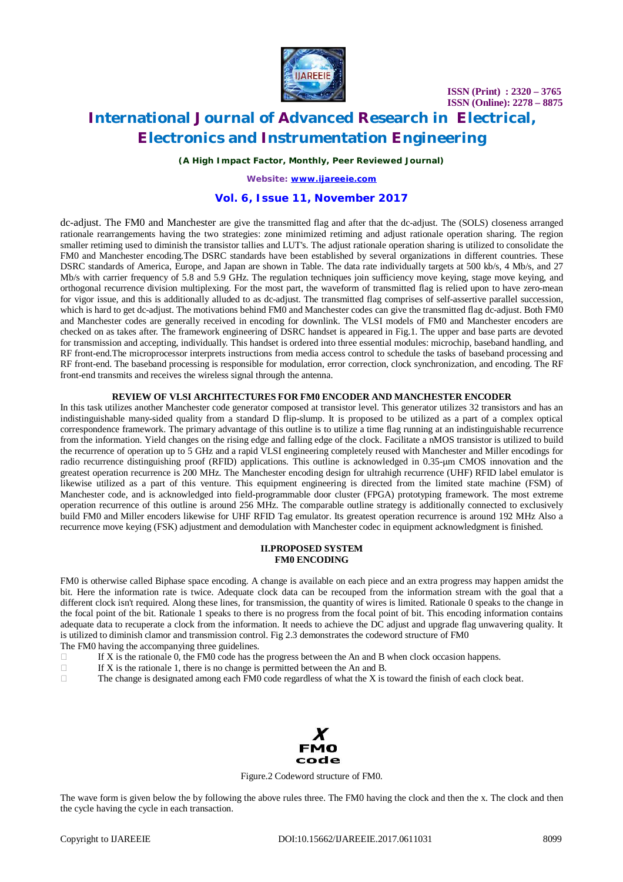dc-adjust. The FM0 and Manchester are give the transmitted flag and after that the dc-adjust. The (SOLS) closeness arranged rationale rearrangements having the two strategies: zone minimized retiming and adjust rationale operation sharing. The region smaller retiming used to diminish the transistor tallies and LUT's. The adjust rationale operation sharing is utilized to consolidate the FM0 and Manchester encoding.The DSRC standards have been established by several organizations in different countries. These DSRC standards of America, Europe, and Japan are shown in Table. The data rate individually targets at 500 kb/s, 4 Mb/s, and 27 Mb/s with carrier frequency of 5.8 and 5.9 GHz. The regulation techniques join sufficiency move keying, stage move keying, and orthogonal recurrence division multiplexing. For the most part, the waveform of transmitted flag is relied upon to have zero-mean for vigor issue, and this is additionally alluded to as dc-adjust. The transmitted flag comprises of self-assertive parallel succession, which is hard to get dc-adjust. The motivations behind FM0 and Manchester codes can give the transmitted flag dc-adjust. Both FM0 and Manchester codes are generally received in encoding for downlink. The VLSI models of FM0 and Manchester encoders are checked on as takes after. The framework engineering of DSRC handset is appeared in Fig.1. The upper and base parts are devoted for transmission and accepting, individually. This handset is ordered into three essential modules: microchip, baseband handling, and RF front-end.The microprocessor interprets instructions from media access control to schedule the tasks of baseband processing and RF front-end. The baseband processing is responsible for modulation, error correction, clock synchronization, and encoding. The RF front-end transmits and receives the wireless signal through the antenna.

## REVIEW OF VLSI ARCHITECTURES FOR FM0 ENCODER AND MANCHESTER ENCODER

In this task utilizes another Manchester code generator composed at transistor level. This generator utilizes 32 transistors and has an indistinguishable many-sided quality from a standard D flip-slump. It is proposed to be utilized as a part of a complex optical correspondence framework. The primary advantage of this outline is to utilize a time flag running at an indistinguishable recurrence from the information. Yield changes on the rising edge and falling edge of the clock. Facilitate a nMOS transistor is utilized to build the recurrence of operation up to 5 GHz and a rapid VLSI engineering completely reused with Manchester and Miller encodings for radio recurrence distinguishing proof (RFID) applications. This outline is acknowledged in 0.35-μm CMOS innovation and the greatest operation recurrence is 200 MHz. The Manchester encoding design for ultrahigh recurrence (UHF) RFID label emulator is likewise utilized as a part of this venture. This equipment engineering is directed from the limited state machine (FSM) of Manchester code, and is acknowledged into field-programmable door cluster (FPGA) prototyping framework. The most extreme operation recurrence of this outline is around 256 MHz. The comparable outline strategy is additionally connected to exclusively build FM0 and Miller encoders likewise for UHF RFID Tag emulator. Its greatest operation recurrence is around 192 MHz Also a recurrence move keying (FSK) adjustment and demodulation with Manchester codec in equipment acknowledgment is finished.

## II.PROPOSED SYSTEM

### FM0 ENCODING

FM0 is otherwise called Biphase space encoding. A change is available on each piece and an extra progress may happen amidst the bit. Here the information rate is twice. Adequate clock data can be recouped from the information stream with the goal that a different clock isn't required. Along these lines, for transmission, the quantity of wires is limited. Rationale 0 speaks to the change in the focal point of the bit. Rationale 1 speaks to there is no progress from the focal point of bit. This encoding information contains adequate data to recuperate a clock from the information. It needs to achieve the DC adjust and upgrade flag unwavering quality. It is utilized to diminish clamor and transmission control. Fig 2.3 demonstrates the codeword structure of FM0

The FM0 having the accompanying three guidelines.

- If X is the rationale 0, the FM0 code has the progress between the An and B when clock occasion happens.
- If X is the rationale 1, there is no change is permitted between the An and B.
- The change is designated among each FM0 code regardless of what the X is toward the finish of each clock beat.

X
FM0
code

Figure.2 Codeword structure of FM0.

The wave form is given below the by following the above rules three. The FM0 having the clock and then the x. The clock and then the cycle having the cycle in each transaction.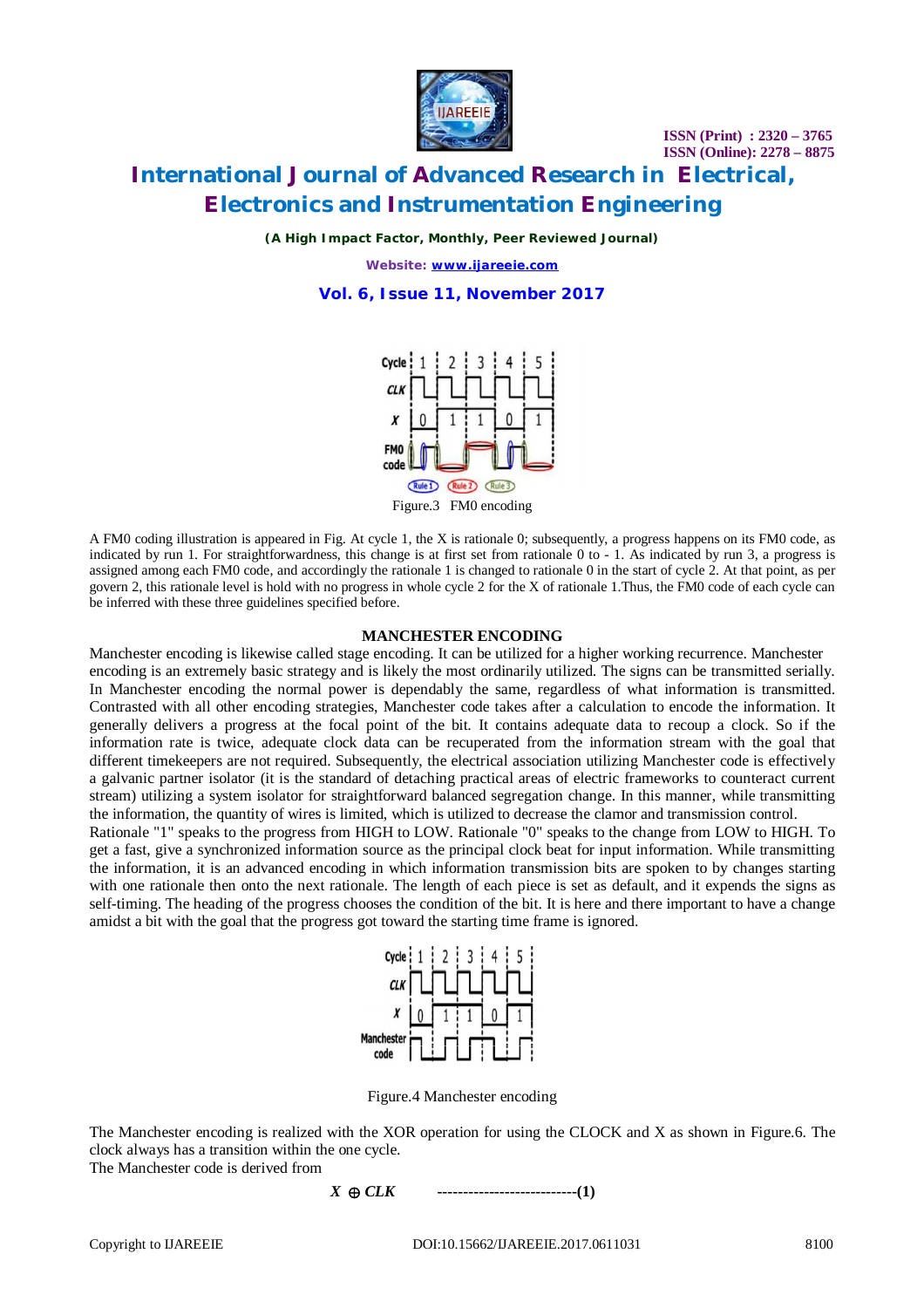Figure.3 FM0 encoding

A FM0 coding illustration is appeared in Fig. At cycle 1, the X is rationale 0; subsequently, a progress happens on its FM0 code, as indicated by run 1. For straightforwardness, this change is at first set from rationale 0 to - 1. As indicated by run 3, a progress is assigned among each FM0 code, and accordingly the rationale 1 is changed to rationale 0 in the start of cycle 2. At that point, as per govern 2, this rationale level is hold with no progress in whole cycle 2 for the X of rationale 1.Thus, the FM0 code of each cycle can be inferred with these three guidelines specified before.

## MANCHESTER ENCODING

Manchester encoding is likewise called stage encoding. It can be utilized for a higher working recurrence. Manchester encoding is an extremely basic strategy and is likely the most ordinarily utilized. The signs can be transmitted serially. In Manchester encoding the normal power is dependably the same, regardless of what information is transmitted. Contrasted with all other encoding strategies, Manchester code takes after a calculation to encode the information. It generally delivers a progress at the focal point of the bit. It contains adequate data to recoup a clock. So if the information rate is twice, adequate clock data can be recuperated from the information stream with the goal that different timekeepers are not required. Subsequently, the electrical association utilizing Manchester code is effectively a galvanic partner isolator (it is the standard of detaching practical areas of electric frameworks to counteract current stream) utilizing a system isolator for straightforward balanced segregation change. In this manner, while transmitting the information, the quantity of wires is limited, which is utilized to decrease the clamor and transmission control.

Rationale "1" speaks to the progress from HIGH to LOW. Rationale "0" speaks to the change from LOW to HIGH. To get a fast, give a synchronized information source as the principal clock beat for input information. While transmitting the information, it is an advanced encoding in which information transmission bits are spoken to by changes starting with one rationale then onto the next rationale. The length of each piece is set as default, and it expends the signs as self-timing. The heading of the progress chooses the condition of the bit. It is here and there important to have a change amidst a bit with the goal that the progress got toward the starting time frame is ignored.

Figure.4 Manchester encoding

The Manchester encoding is realized with the XOR operation for using the CLOCK and X as shown in Figure.6. The clock always has a transition within the one cycle.

The Manchester code is derived from

$$X \oplus CLK \qquad \text{---------------------------(1)}$$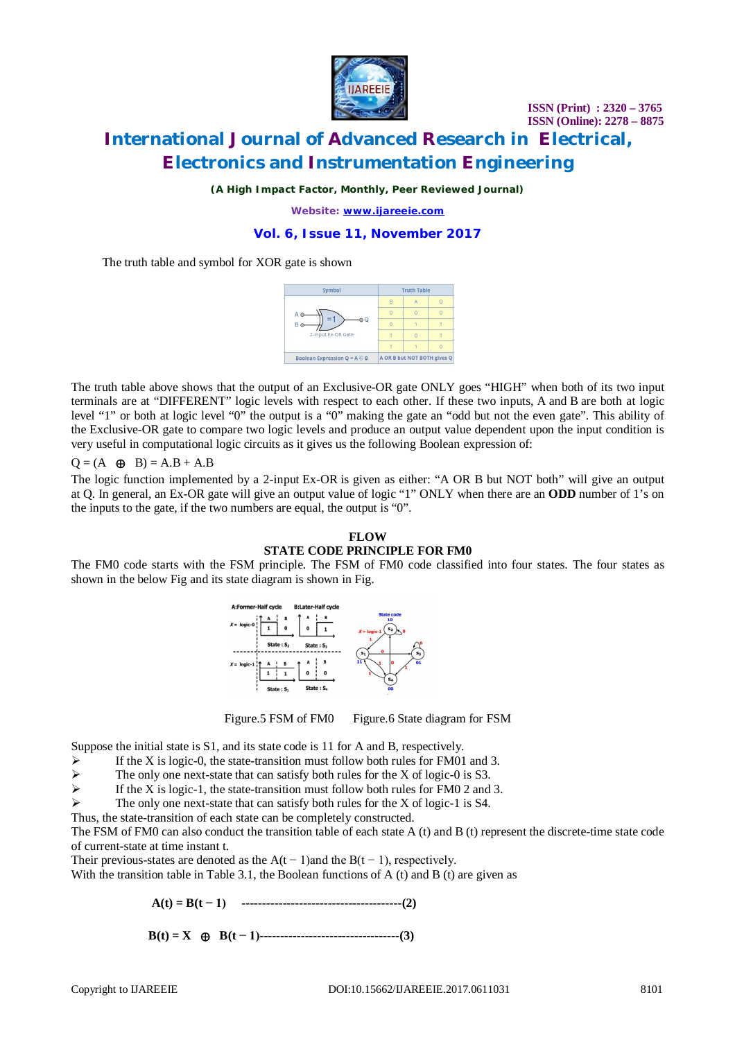The truth table and symbol for XOR gate is shown

| Symbol | Truth Table | | |
|---|---|---|---|
| 2-input Ex-OR Gate | B | A | Q |
| | 0 | 0 | 0 |
| | 0 | 1 | 1 |
| | 1 | 0 | 1 |
| | 1 | 1 | 0 |
| Boolean Expression Q = A ⊕ B | A OR B but NOT BOTH gives Q | | |

The truth table above shows that the output of an Exclusive-OR gate ONLY goes “HIGH” when both of its two input terminals are at “DIFFERENT” logic levels with respect to each other. If these two inputs, A and B are both at logic level “1” or both at logic level “0” the output is a “0” making the gate an “odd but not the even gate”. This ability of the Exclusive-OR gate to compare two logic levels and produce an output value dependent upon the input condition is very useful in computational logic circuits as it gives us the following Boolean expression of:

$Q = (A \oplus B) = A.B + A.B$

The logic function implemented by a 2-input Ex-OR is given as either: “A OR B but NOT both” will give an output at Q. In general, an Ex-OR gate will give an output value of logic “1” ONLY when there are an **ODD** number of 1’s on the inputs to the gate, if the two numbers are equal, the output is “0”.

## FLOW
## STATE CODE PRINCIPLE FOR FM0

The FM0 code starts with the FSM principle. The FSM of FM0 code classified into four states. The four states as shown in the below Fig and its state diagram is shown in Fig.

Figure.5 FSM of FM0    Figure.6 State diagram for FSM

Suppose the initial state is S1, and its state code is 11 for A and B, respectively.

- If the X is logic-0, the state-transition must follow both rules for FM01 and 3.
- The only one next-state that can satisfy both rules for the X of logic-0 is S3.
- If the X is logic-1, the state-transition must follow both rules for FM0 2 and 3.
- The only one next-state that can satisfy both rules for the X of logic-1 is S4.

Thus, the state-transition of each state can be completely constructed.

The FSM of FM0 can also conduct the transition table of each state A (t) and B (t) represent the discrete-time state code of current-state at time instant t.

Their previous-states are denoted as the A(t − 1)and the B(t − 1), respectively.

With the transition table in Table 3.1, the Boolean functions of A (t) and B (t) are given as

$$\mathbf{A(t) = B(t-1)} \quad \text{------------------------------------------(2)}$$

$$\mathbf{B(t) = X \oplus B(t-1)} \text{------------------------------------(3)}$$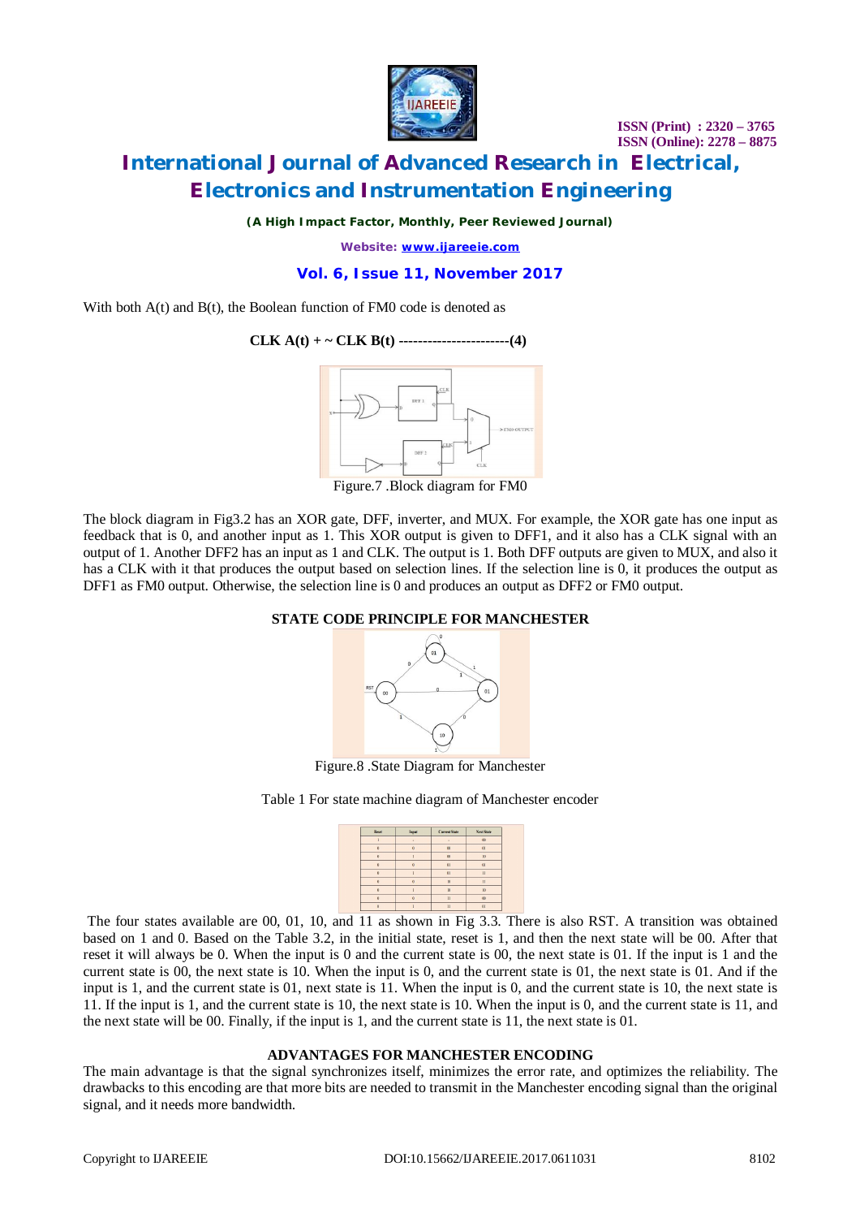With both A(t) and B(t), the Boolean function of FM0 code is denoted as

**CLK A(t) + ~ CLK B(t) -----------------------(4)**

Figure.7 .Block diagram for FM0

The block diagram in Fig3.2 has an XOR gate, DFF, inverter, and MUX. For example, the XOR gate has one input as feedback that is 0, and another input as 1. This XOR output is given to DFF1, and it also has a CLK signal with an output of 1. Another DFF2 has an input as 1 and CLK. The output is 1. Both DFF outputs are given to MUX, and also it has a CLK with it that produces the output based on selection lines. If the selection line is 0, it produces the output as DFF1 as FM0 output. Otherwise, the selection line is 0 and produces an output as DFF2 or FM0 output.

## STATE CODE PRINCIPLE FOR MANCHESTER

Figure.8 .State Diagram for Manchester

Table 1 For state machine diagram of Manchester encoder

| Reset | Input | Current State | Next State |
|---|---|---|---|
| 1 | - | - | 00 |
| 0 | 0 | 00 | 01 |
| 0 | 1 | 00 | 10 |
| 0 | 0 | 01 | 01 |
| 0 | 1 | 01 | 11 |
| 0 | 0 | 10 | 11 |
| 0 | 1 | 10 | 10 |
| 0 | 0 | 11 | 00 |
| 0 | 1 | 11 | 01 |

The four states available are 00, 01, 10, and 11 as shown in Fig 3.3. There is also RST. A transition was obtained based on 1 and 0. Based on the Table 3.2, in the initial state, reset is 1, and then the next state will be 00. After that reset it will always be 0. When the input is 0 and the current state is 00, the next state is 01. If the input is 1 and the current state is 00, the next state is 10. When the input is 0, and the current state is 01, the next state is 01. And if the input is 1, and the current state is 01, next state is 11. When the input is 0, and the current state is 10, the next state is 11. If the input is 1, and the current state is 10, the next state is 10. When the input is 0, and the current state is 11, and the next state will be 00. Finally, if the input is 1, and the current state is 11, the next state is 01.

## ADVANTAGES FOR MANCHESTER ENCODING

The main advantage is that the signal synchronizes itself, minimizes the error rate, and optimizes the reliability. The drawbacks to this encoding are that more bits are needed to transmit in the Manchester encoding signal than the original signal, and it needs more bandwidth.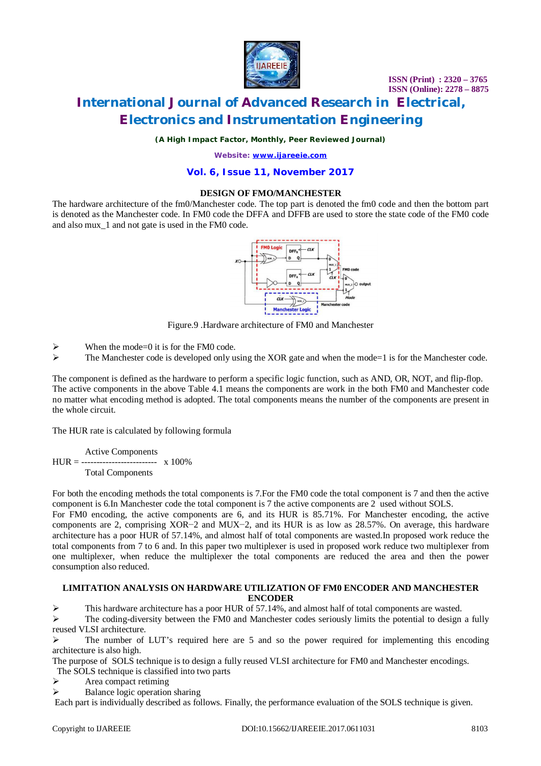**DESIGN OF FMO/MANCHESTER**

The hardware architecture of the fm0/Manchester code. The top part is denoted the fm0 code and then the bottom part is denoted as the Manchester code. In FM0 code the DFFA and DFFB are used to store the state code of the FM0 code and also mux_1 and not gate is used in the FM0 code.

Figure.9 .Hardware architecture of FM0 and Manchester

- When the mode=0 it is for the FM0 code.
- The Manchester code is developed only using the XOR gate and when the mode=1 is for the Manchester code.

The component is defined as the hardware to perform a specific logic function, such as AND, OR, NOT, and flip-flop. The active components in the above Table 4.1 means the components are work in the both FM0 and Manchester code no matter what encoding method is adopted. The total components means the number of the components are present in the whole circuit.

The HUR rate is calculated by following formula

$$HUR = \frac{\text{Active Components}}{\text{Total Components}} \times 100\%$$

For both the encoding methods the total components is 7.For the FM0 code the total component is 7 and then the active component is 6.In Manchester code the total component is 7 the active components are 2 used without SOLS.
For FM0 encoding, the active components are 6, and its HUR is 85.71%. For Manchester encoding, the active components are 2, comprising XOR−2 and MUX−2, and its HUR is as low as 28.57%. On average, this hardware architecture has a poor HUR of 57.14%, and almost half of total components are wasted.In proposed work reduce the total components from 7 to 6 and. In this paper two multiplexer is used in proposed work reduce two multiplexer from one multiplexer, when reduce the multiplexer the total components are reduced the area and then the power consumption also reduced.

**LIMITATION ANALYSIS ON HARDWARE UTILIZATION OF FM0 ENCODER AND MANCHESTER ENCODER**

- This hardware architecture has a poor HUR of 57.14%, and almost half of total components are wasted.
- The coding-diversity between the FM0 and Manchester codes seriously limits the potential to design a fully reused VLSI architecture.
- The number of LUT's required here are 5 and so the power required for implementing this encoding architecture is also high.

The purpose of SOLS technique is to design a fully reused VLSI architecture for FM0 and Manchester encodings.
The SOLS technique is classified into two parts

- Area compact retiming
- Balance logic operation sharing

Each part is individually described as follows. Finally, the performance evaluation of the SOLS technique is given.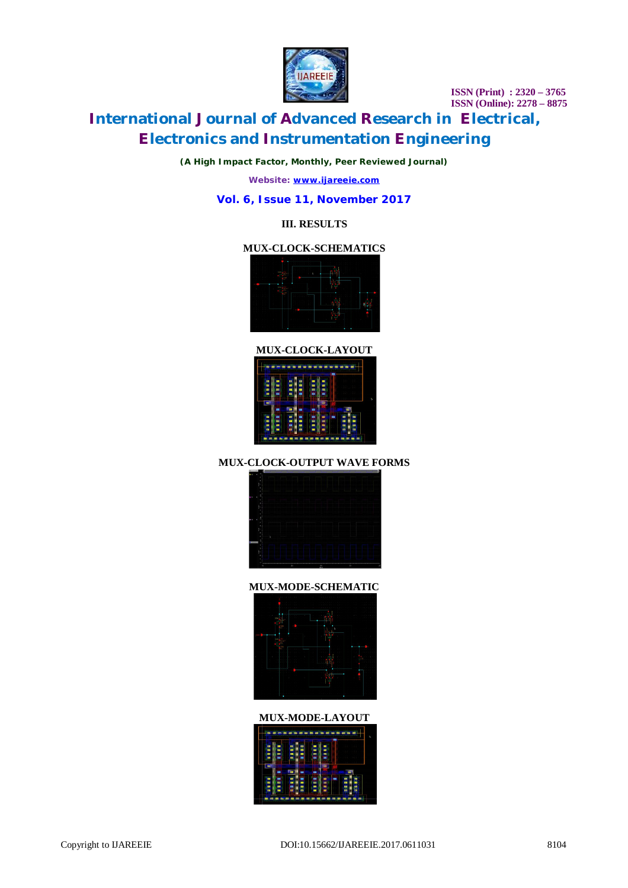## III. RESULTS

MUX-CLOCK-SCHEMATICS

MUX-CLOCK-LAYOUT

MUX-CLOCK-OUTPUT WAVE FORMS

MUX-MODE-SCHEMATIC

MUX-MODE-LAYOUT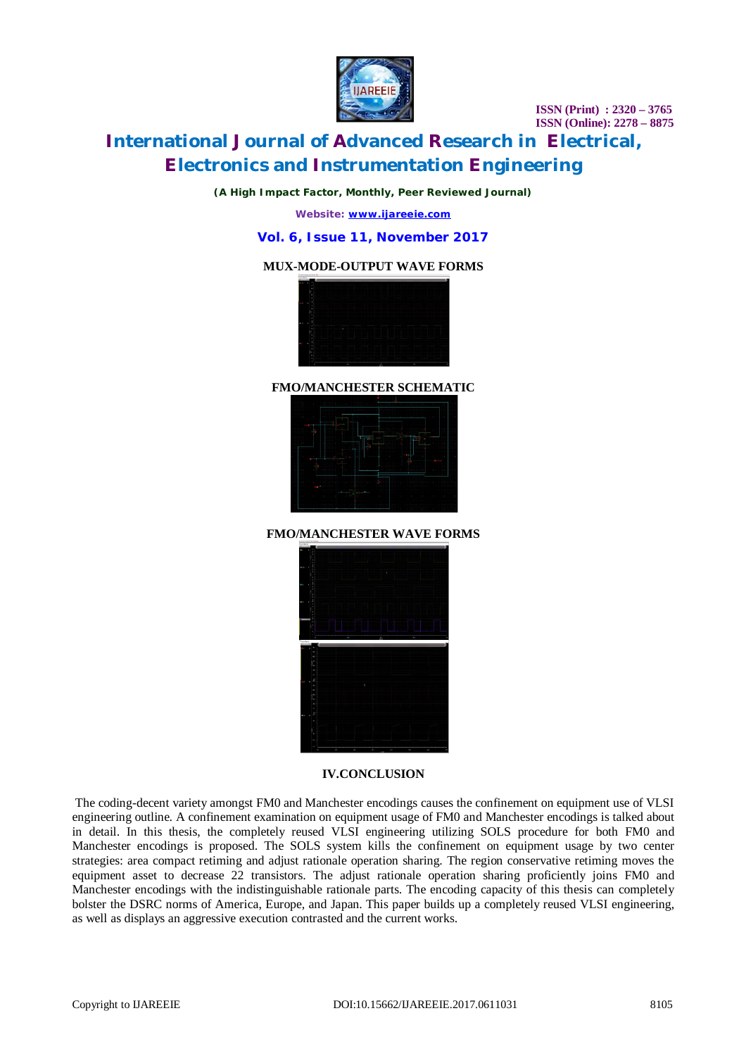**MUX-MODE-OUTPUT WAVE FORMS**

**FMO/MANCHESTER SCHEMATIC**

**FMO/MANCHESTER WAVE FORMS**

## IV.CONCLUSION

The coding-decent variety amongst FM0 and Manchester encodings causes the confinement on equipment use of VLSI engineering outline. A confinement examination on equipment usage of FM0 and Manchester encodings is talked about in detail. In this thesis, the completely reused VLSI engineering utilizing SOLS procedure for both FM0 and Manchester encodings is proposed. The SOLS system kills the confinement on equipment usage by two center strategies: area compact retiming and adjust rationale operation sharing. The region conservative retiming moves the equipment asset to decrease 22 transistors. The adjust rationale operation sharing proficiently joins FM0 and Manchester encodings with the indistinguishable rationale parts. The encoding capacity of this thesis can completely bolster the DSRC norms of America, Europe, and Japan. This paper builds up a completely reused VLSI engineering, as well as displays an aggressive execution contrasted and the current works.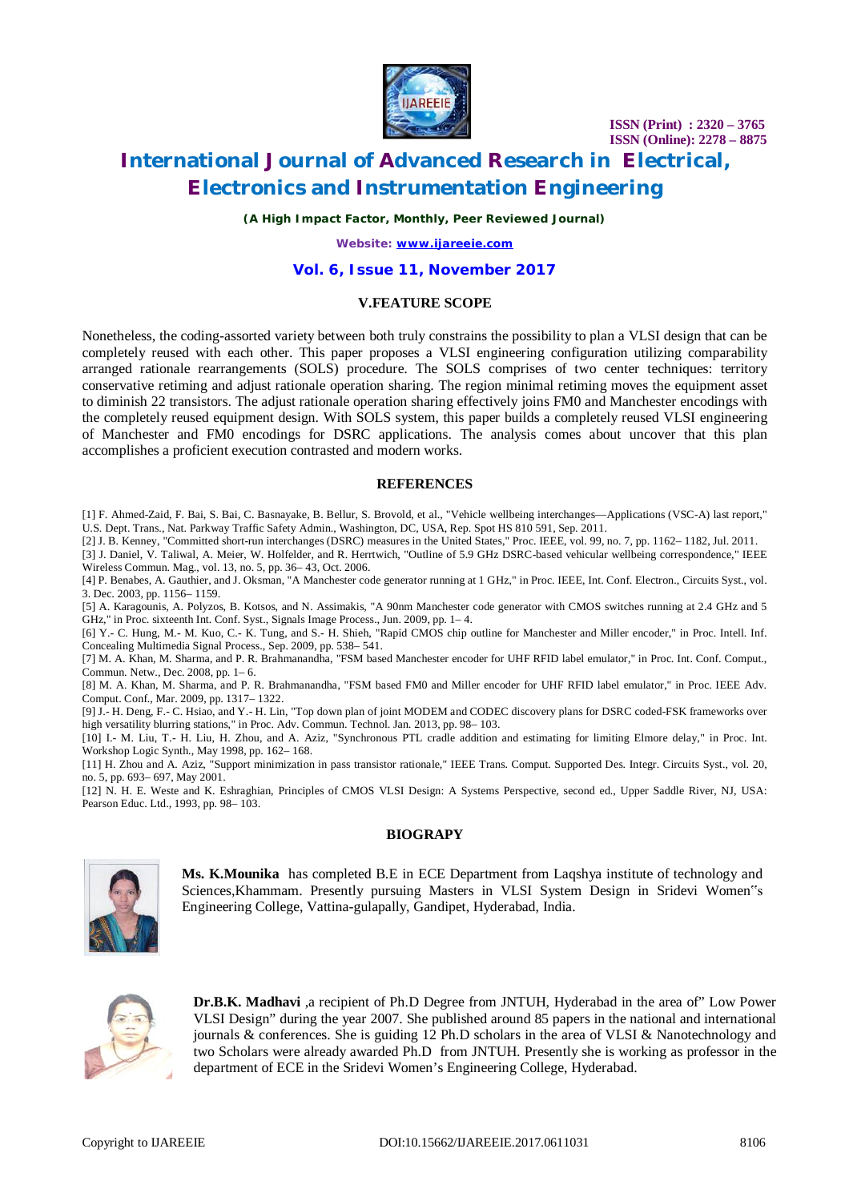## V.FEATURE SCOPE

Nonetheless, the coding-assorted variety between both truly constrains the possibility to plan a VLSI design that can be completely reused with each other. This paper proposes a VLSI engineering configuration utilizing comparability arranged rationale rearrangements (SOLS) procedure. The SOLS comprises of two center techniques: territory conservative retiming and adjust rationale operation sharing. The region minimal retiming moves the equipment asset to diminish 22 transistors. The adjust rationale operation sharing effectively joins FM0 and Manchester encodings with the completely reused equipment design. With SOLS system, this paper builds a completely reused VLSI engineering of Manchester and FM0 encodings for DSRC applications. The analysis comes about uncover that this plan accomplishes a proficient execution contrasted and modern works.

## REFERENCES

[1] F. Ahmed-Zaid, F. Bai, S. Bai, C. Basnayake, B. Bellur, S. Brovold, et al., "Vehicle wellbeing interchanges—Applications (VSC-A) last report," U.S. Dept. Trans., Nat. Parkway Traffic Safety Admin., Washington, DC, USA, Rep. Spot HS 810 591, Sep. 2011.

[2] J. B. Kenney, "Committed short-run interchanges (DSRC) measures in the United States," Proc. IEEE, vol. 99, no. 7, pp. 1162– 1182, Jul. 2011.

[3] J. Daniel, V. Taliwal, A. Meier, W. Holfelder, and R. Herrtwich, "Outline of 5.9 GHz DSRC-based vehicular wellbeing correspondence," IEEE Wireless Commun. Mag., vol. 13, no. 5, pp. 36– 43, Oct. 2006.

[4] P. Benabes, A. Gauthier, and J. Oksman, "A Manchester code generator running at 1 GHz," in Proc. IEEE, Int. Conf. Electron., Circuits Syst., vol. 3. Dec. 2003, pp. 1156– 1159.

[5] A. Karagounis, A. Polyzos, B. Kotsos, and N. Assimakis, "A 90nm Manchester code generator with CMOS switches running at 2.4 GHz and 5 GHz," in Proc. sixteenth Int. Conf. Syst., Signals Image Process., Jun. 2009, pp. 1– 4.

[6] Y.- C. Hung, M.- M. Kuo, C.- K. Tung, and S.- H. Shieh, "Rapid CMOS chip outline for Manchester and Miller encoder," in Proc. Intell. Inf. Concealing Multimedia Signal Process., Sep. 2009, pp. 538– 541.

[7] M. A. Khan, M. Sharma, and P. R. Brahmanandha, "FSM based Manchester encoder for UHF RFID label emulator," in Proc. Int. Conf. Comput., Commun. Netw., Dec. 2008, pp. 1– 6.

[8] M. A. Khan, M. Sharma, and P. R. Brahmanandha, "FSM based FM0 and Miller encoder for UHF RFID label emulator," in Proc. IEEE Adv. Comput. Conf., Mar. 2009, pp. 1317– 1322.

[9] J.- H. Deng, F.- C. Hsiao, and Y.- H. Lin, "Top down plan of joint MODEM and CODEC discovery plans for DSRC coded-FSK frameworks over high versatility blurring stations," in Proc. Adv. Commun. Technol. Jan. 2013, pp. 98– 103.

[10] I.- M. Liu, T.- H. Liu, H. Zhou, and A. Aziz, "Synchronous PTL cradle addition and estimating for limiting Elmore delay," in Proc. Int. Workshop Logic Synth., May 1998, pp. 162– 168.

[11] H. Zhou and A. Aziz, "Support minimization in pass transistor rationale," IEEE Trans. Comput. Supported Des. Integr. Circuits Syst., vol. 20, no. 5, pp. 693– 697, May 2001.

[12] N. H. E. Weste and K. Eshraghian, Principles of CMOS VLSI Design: A Systems Perspective, second ed., Upper Saddle River, NJ, USA: Pearson Educ. Ltd., 1993, pp. 98– 103.

## BIOGRAPY

**Ms. K.Mounika** has completed B.E in ECE Department from Laqshya institute of technology and Sciences,Khammam. Presently pursuing Masters in VLSI System Design in Sridevi Women"s Engineering College, Vattina-gulapally, Gandipet, Hyderabad, India.

**Dr.B.K. Madhavi** ,a recipient of Ph.D Degree from JNTUH, Hyderabad in the area of" Low Power VLSI Design" during the year 2007. She published around 85 papers in the national and international journals & conferences. She is guiding 12 Ph.D scholars in the area of VLSI & Nanotechnology and two Scholars were already awarded Ph.D from JNTUH. Presently she is working as professor in the department of ECE in the Sridevi Women's Engineering College, Hyderabad.